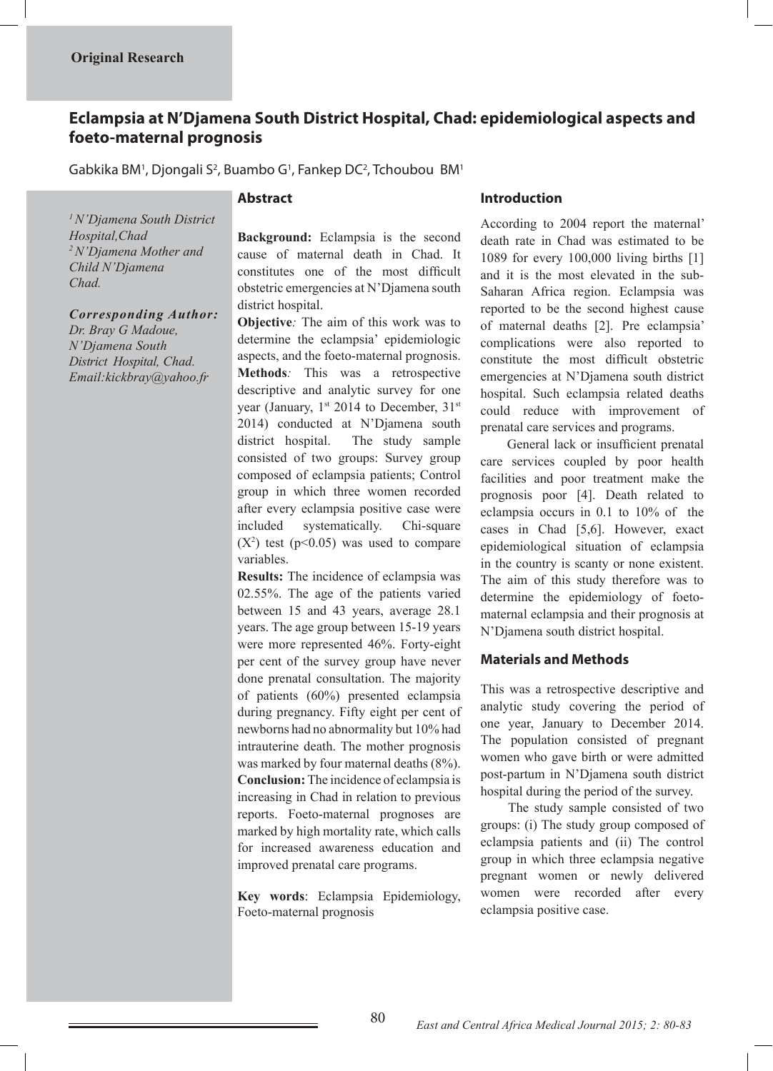Original Research

# Eclampsia at N'Djamena South District Hospital, Chad: epidemiological aspects and foeto-maternal prognosis

Gabkika BM[1], Djongali S[2], Buambo G[1], Fankep DC[2], Tchoubou BM[1]

*[1] N'Djamena South District Hospital,Chad*
*[2] N'Djamena Mother and Child N'Djamena Chad.*

***Corresponding Author:***
*Dr. Bray G Madoue, N'Djamena South District Hospital, Chad. Email:kickbray@yahoo.fr*

## Abstract

**Background:** Eclampsia is the second cause of maternal death in Chad. It constitutes one of the most difficult obstetric emergencies at N'Djamena south district hospital.

**Objective***:* The aim of this work was to determine the eclampsia' epidemiologic aspects, and the foeto-maternal prognosis.

**Methods***:* This was a retrospective descriptive and analytic survey for one year (January, 1st 2014 to December, 31st 2014) conducted at N'Djamena south district hospital. The study sample consisted of two groups: Survey group composed of eclampsia patients; Control group in which three women recorded after every eclampsia positive case were included systematically. Chi-square ($X^2$) test ($p<0.05$) was used to compare variables.

**Results:** The incidence of eclampsia was 02.55%. The age of the patients varied between 15 and 43 years, average 28.1 years. The age group between 15-19 years were more represented 46%. Forty-eight per cent of the survey group have never done prenatal consultation. The majority of patients (60%) presented eclampsia during pregnancy. Fifty eight per cent of newborns had no abnormality but 10% had intrauterine death. The mother prognosis was marked by four maternal deaths (8%).

**Conclusion:** The incidence of eclampsia is increasing in Chad in relation to previous reports. Foeto-maternal prognoses are marked by high mortality rate, which calls for increased awareness education and improved prenatal care programs.

**Key words**: Eclampsia Epidemiology, Foeto-maternal prognosis

## Introduction

According to 2004 report the maternal' death rate in Chad was estimated to be 1089 for every 100,000 living births [1] and it is the most elevated in the sub-Saharan Africa region. Eclampsia was reported to be the second highest cause of maternal deaths [2]. Pre eclampsia' complications were also reported to constitute the most difficult obstetric emergencies at N'Djamena south district hospital. Such eclampsia related deaths could reduce with improvement of prenatal care services and programs.

General lack or insufficient prenatal care services coupled by poor health facilities and poor treatment make the prognosis poor [4]. Death related to eclampsia occurs in 0.1 to 10% of the cases in Chad [5,6]. However, exact epidemiological situation of eclampsia in the country is scanty or none existent. The aim of this study therefore was to determine the epidemiology of foeto-maternal eclampsia and their prognosis at N'Djamena south district hospital.

## Materials and Methods

This was a retrospective descriptive and analytic study covering the period of one year, January to December 2014. The population consisted of pregnant women who gave birth or were admitted post-partum in N'Djamena south district hospital during the period of the survey.

The study sample consisted of two groups: (i) The study group composed of eclampsia patients and (ii) The control group in which three eclampsia negative pregnant women or newly delivered women were recorded after every eclampsia positive case.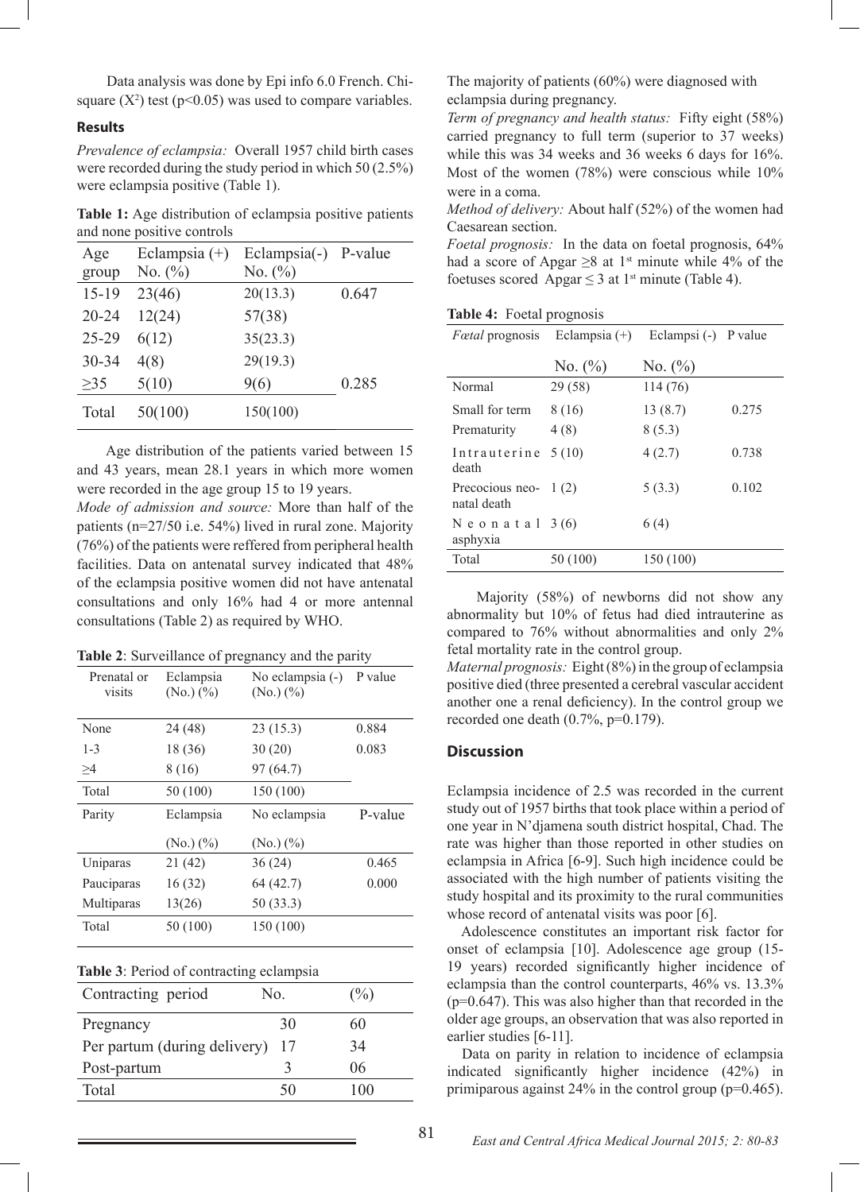Data analysis was done by Epi info 6.0 French. Chi-square ($X^2$) test ($p<0.05$) was used to compare variables.

### Results

*Prevalence of eclampsia:* Overall 1957 child birth cases were recorded during the study period in which 50 (2.5%) were eclampsia positive (Table 1).

**Table 1:** Age distribution of eclampsia positive patients and none positive controls

| Age group | Eclampsia (+) No. (%) | Eclampsia(-) No. (%) | P-value |
|---|---|---|---|
| 15-19 | 23(46) | 20(13.3) | 0.647 |
| 20-24 | 12(24) | 57(38) | |
| 25-29 | 6(12) | 35(23.3) | |
| 30-34 | 4(8) | 29(19.3) | |
| ≥35 | 5(10) | 9(6) | 0.285 |
| Total | 50(100) | 150(100) | |

Age distribution of the patients varied between 15 and 43 years, mean 28.1 years in which more women were recorded in the age group 15 to 19 years.

*Mode of admission and source:* More than half of the patients (n=27/50 i.e. 54%) lived in rural zone. Majority (76%) of the patients were reffered from peripheral health facilities. Data on antenatal survey indicated that 48% of the eclampsia positive women did not have antenatal consultations and only 16% had 4 or more antennal consultations (Table 2) as required by WHO.

**Table 2**: Surveillance of pregnancy and the parity

| Prenatal or visits | Eclampsia (No.) (%) | No eclampsia (-) (No.) (%) | P value |
|---|---|---|---|
| None | 24 (48) | 23 (15.3) | 0.884 |
| 1-3 | 18 (36) | 30 (20) | 0.083 |
| ≥4 | 8 (16) | 97 (64.7) | |
| Total | 50 (100) | 150 (100) | |
| **Parity** | **Eclampsia (No.) (%)** | **No eclampsia (No.) (%)** | **P-value** |
| Uniparas | 21 (42) | 36 (24) | 0.465 |
| Pauciparas | 16 (32) | 64 (42.7) | 0.000 |
| Multiparas | 13(26) | 50 (33.3) | |
| Total | 50 (100) | 150 (100) | |

**Table 3**: Period of contracting eclampsia

| Contracting period | No. | (%) |
|---|---|---|
| Pregnancy | 30 | 60 |
| Per partum (during delivery) | 17 | 34 |
| Post-partum | 3 | 06 |
| Total | 50 | 100 |

The majority of patients (60%) were diagnosed with eclampsia during pregnancy.

*Term of pregnancy and health status:* Fifty eight (58%) carried pregnancy to full term (superior to 37 weeks) while this was 34 weeks and 36 weeks 6 days for 16%. Most of the women (78%) were conscious while 10% were in a coma.

*Method of delivery:* About half (52%) of the women had Caesarean section.

*Foetal prognosis:* In the data on foetal prognosis, 64% had a score of Apgar ≥8 at 1st minute while 4% of the foetuses scored Apgar ≤ 3 at 1st minute (Table 4).

**Table 4:** Foetal prognosis

| *Fœtal* prognosis | Eclampsia (+) No. (%) | Eclampsi (-) No. (%) | P value |
|---|---|---|---|
| Normal | 29 (58) | 114 (76) | |
| Small for term | 8 (16) | 13 (8.7) | 0.275 |
| Prematurity | 4 (8) | 8 (5.3) | |
| Intrauterine death | 5 (10) | 4 (2.7) | 0.738 |
| Precocious neonatal death | 1 (2) | 5 (3.3) | 0.102 |
| Neonatal asphyxia | 3 (6) | 6 (4) | |
| Total | 50 (100) | 150 (100) | |

Majority (58%) of newborns did not show any abnormality but 10% of fetus had died intrauterine as compared to 76% without abnormalities and only 2% fetal mortality rate in the control group.

*Maternal prognosis:* Eight (8%) in the group of eclampsia positive died (three presented a cerebral vascular accident another one a renal deficiency). In the control group we recorded one death (0.7%, p=0.179).

### Discussion

Eclampsia incidence of 2.5 was recorded in the current study out of 1957 births that took place within a period of one year in N'djamena south district hospital, Chad. The rate was higher than those reported in other studies on eclampsia in Africa [6-9]. Such high incidence could be associated with the high number of patients visiting the study hospital and its proximity to the rural communities whose record of antenatal visits was poor [6].

Adolescence constitutes an important risk factor for onset of eclampsia [10]. Adolescence age group (15-19 years) recorded significantly higher incidence of eclampsia than the control counterparts, 46% vs. 13.3% (p=0.647). This was also higher than that recorded in the older age groups, an observation that was also reported in earlier studies [6-11].

Data on parity in relation to incidence of eclampsia indicated significantly higher incidence (42%) in primiparous against 24% in the control group (p=0.465).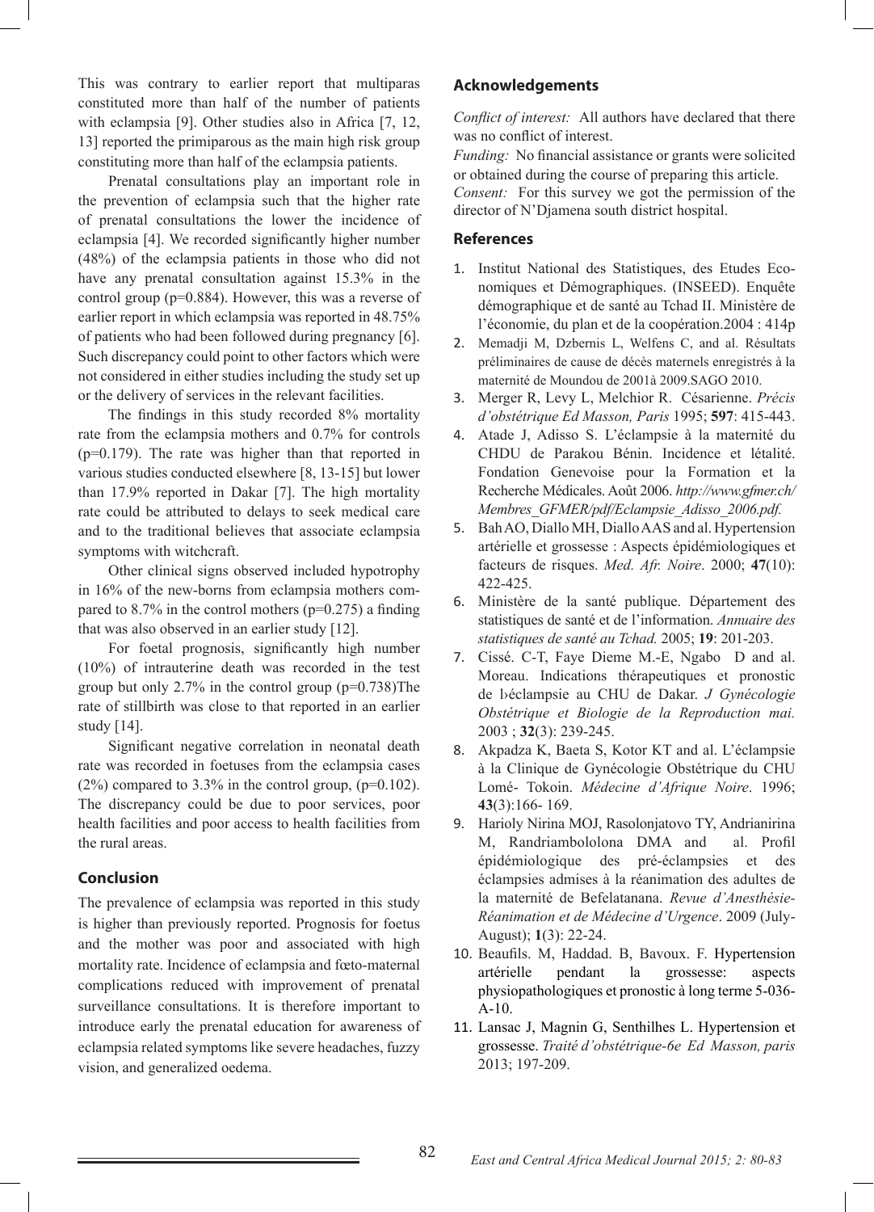This was contrary to earlier report that multiparas constituted more than half of the number of patients with eclampsia [9]. Other studies also in Africa [7, 12, 13] reported the primiparous as the main high risk group constituting more than half of the eclampsia patients.

Prenatal consultations play an important role in the prevention of eclampsia such that the higher rate of prenatal consultations the lower the incidence of eclampsia [4]. We recorded significantly higher number (48%) of the eclampsia patients in those who did not have any prenatal consultation against 15.3% in the control group (p=0.884). However, this was a reverse of earlier report in which eclampsia was reported in 48.75% of patients who had been followed during pregnancy [6]. Such discrepancy could point to other factors which were not considered in either studies including the study set up or the delivery of services in the relevant facilities.

The findings in this study recorded 8% mortality rate from the eclampsia mothers and 0.7% for controls (p=0.179). The rate was higher than that reported in various studies conducted elsewhere [8, 13-15] but lower than 17.9% reported in Dakar [7]. The high mortality rate could be attributed to delays to seek medical care and to the traditional believes that associate eclampsia symptoms with witchcraft.

Other clinical signs observed included hypotrophy in 16% of the new-borns from eclampsia mothers compared to 8.7% in the control mothers (p=0.275) a finding that was also observed in an earlier study [12].

For foetal prognosis, significantly high number (10%) of intrauterine death was recorded in the test group but only 2.7% in the control group (p=0.738)The rate of stillbirth was close to that reported in an earlier study [14].

Significant negative correlation in neonatal death rate was recorded in foetuses from the eclampsia cases (2%) compared to 3.3% in the control group, (p=0.102). The discrepancy could be due to poor services, poor health facilities and poor access to health facilities from the rural areas.

## Conclusion

The prevalence of eclampsia was reported in this study is higher than previously reported. Prognosis for foetus and the mother was poor and associated with high mortality rate. Incidence of eclampsia and fœto-maternal complications reduced with improvement of prenatal surveillance consultations. It is therefore important to introduce early the prenatal education for awareness of eclampsia related symptoms like severe headaches, fuzzy vision, and generalized oedema.

## Acknowledgements

*Conflict of interest:* All authors have declared that there was no conflict of interest.

*Funding:* No financial assistance or grants were solicited or obtained during the course of preparing this article.

*Consent:* For this survey we got the permission of the director of N'Djamena south district hospital.

## References

1. Institut National des Statistiques, des Etudes Economiques et Démographiques. (INSEED). Enquête démographique et de santé au Tchad II. Ministère de l'économie, du plan et de la coopération.2004 : 414p
2. Memadji M, Dzbernis L, Welfens C, and al. Résultats préliminaires de cause de décès maternels enregistrés à la maternité de Moundou de 2001à 2009.SAGO 2010.
3. Merger R, Levy L, Melchior R. Césarienne. *Précis d'obstétrique Ed Masson, Paris* 1995; **597**: 415-443.
4. Atade J, Adisso S. L'éclampsie à la maternité du CHDU de Parakou Bénin. Incidence et létalité. Fondation Genevoise pour la Formation et la Recherche Médicales. Août 2006. *http://www.gfmer.ch/Membres_GFMER/pdf/Eclampsie_Adisso_2006.pdf.*
5. Bah AO, Diallo MH, Diallo AAS and al. Hypertension artérielle et grossesse : Aspects épidémiologiques et facteurs de risques. *Med. Afr. Noire*. 2000; **47**(10): 422-425.
6. Ministère de la santé publique. Département des statistiques de santé et de l'information. *Annuaire des statistiques de santé au Tchad.* 2005; **19**: 201-203.
7. Cissé. C-T, Faye Dieme M.-E, Ngabo D and al. Moreau. Indications thérapeutiques et pronostic de l›éclampsie au CHU de Dakar. *J Gynécologie Obstétrique et Biologie de la Reproduction mai.* 2003 ; **32**(3): 239-245.
8. Akpadza K, Baeta S, Kotor KT and al. L'éclampsie à la Clinique de Gynécologie Obstétrique du CHU Lomé- Tokoin. *Médecine d'Afrique Noire*. 1996; **43**(3):166- 169.
9. Harioly Nirina MOJ, Rasolonjatovo TY, Andrianirina M, Randriambololona DMA and al. Profil épidémiologique des pré-éclampsies et des éclampsies admises à la réanimation des adultes de la maternité de Befelatanana. *Revue d'Anesthésie-Réanimation et de Médecine d'Urgence*. 2009 (July-August); **1**(3): 22-24.
10. Beaufils. M, Haddad. B, Bavoux. F. Hypertension artérielle pendant la grossesse: aspects physiopathologiques et pronostic à long terme 5-036-A-10.
11. Lansac J, Magnin G, Senthilhes L. Hypertension et grossesse. *Traité d'obstétrique-6e Ed Masson, paris* 2013; 197-209.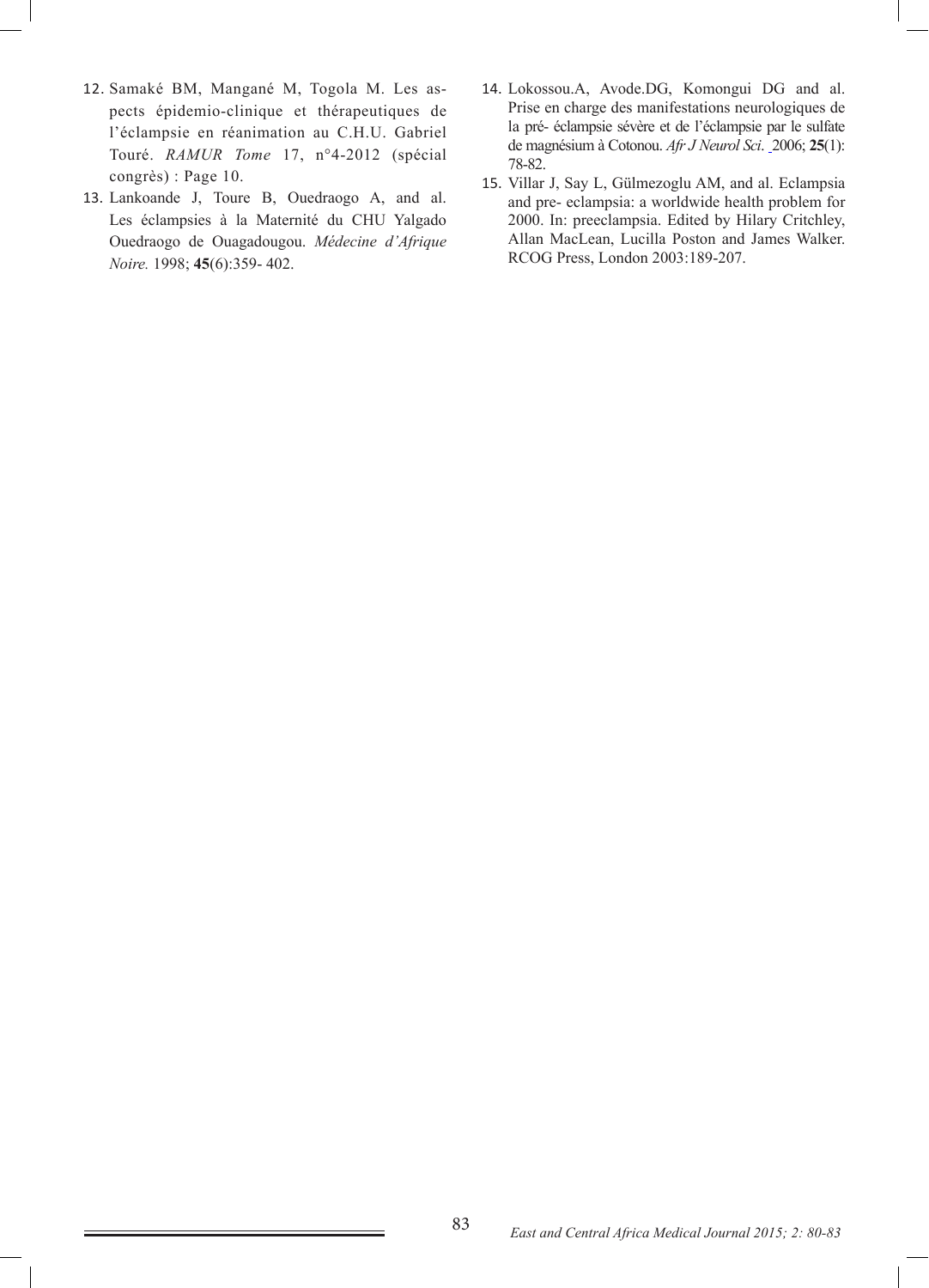12. Samaké BM, Mangané M, Togola M. Les aspects épidemio-clinique et thérapeutiques de l'éclampsie en réanimation au C.H.U. Gabriel Touré. *RAMUR Tome* 17, n°4-2012 (spécial congrès) : Page 10.
13. Lankoande J, Toure B, Ouedraogo A, and al. Les éclampsies à la Maternité du CHU Yalgado Ouedraogo de Ouagadougou. *Médecine d'Afrique Noire.* 1998; **45**(6):359- 402.
14. Lokossou.A, Avode.DG, Komongui DG and al. Prise en charge des manifestations neurologiques de la pré- éclampsie sévère et de l'éclampsie par le sulfate de magnésium à Cotonou. *Afr J Neurol Sci*. 2006; **25**(1): 78-82.
15. Villar J, Say L, Gülmezoglu AM, and al. Eclampsia and pre- eclampsia: a worldwide health problem for 2000. In: preeclampsia. Edited by Hilary Critchley, Allan MacLean, Lucilla Poston and James Walker. RCOG Press, London 2003:189-207.